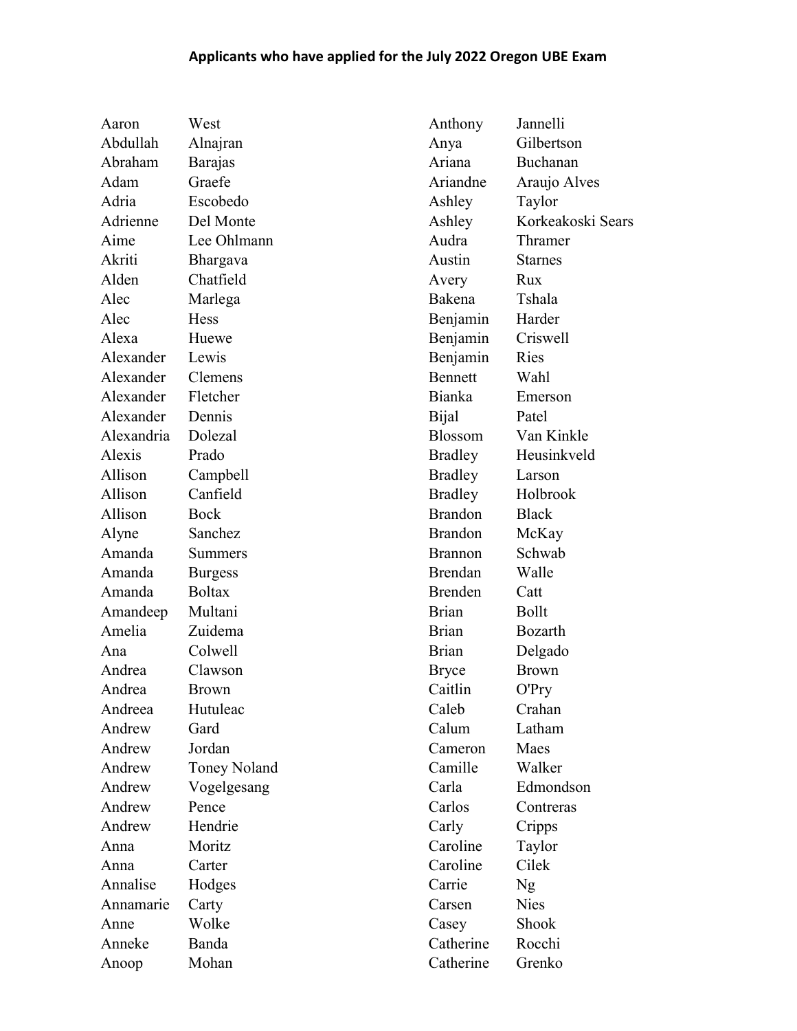# Applicants who have applied for the July 2022 Oregon UBE Exam

| | |
|---|---|
| Aaron | West |
| Abdullah | Alnajran |
| Abraham | Barajas |
| Adam | Graefe |
| Adria | Escobedo |
| Adrienne | Del Monte |
| Aime | Lee Ohlmann |
| Akriti | Bhargava |
| Alden | Chatfield |
| Alec | Marlega |
| Alec | Hess |
| Alexa | Huewe |
| Alexander | Lewis |
| Alexander | Clemens |
| Alexander | Fletcher |
| Alexander | Dennis |
| Alexandria | Dolezal |
| Alexis | Prado |
| Allison | Campbell |
| Allison | Canfield |
| Allison | Bock |
| Alyne | Sanchez |
| Amanda | Summers |
| Amanda | Burgess |
| Amanda | Boltax |
| Amandeep | Multani |
| Amelia | Zuidema |
| Ana | Colwell |
| Andrea | Clawson |
| Andrea | Brown |
| Andreea | Hutuleac |
| Andrew | Gard |
| Andrew | Jordan |
| Andrew | Toney Noland |
| Andrew | Vogelgesang |
| Andrew | Pence |
| Andrew | Hendrie |
| Anna | Moritz |
| Anna | Carter |
| Annalise | Hodges |
| Annamarie | Carty |
| Anne | Wolke |
| Anneke | Banda |
| Anoop | Mohan |
| Anthony | Jannelli |
| Anya | Gilbertson |
| Ariana | Buchanan |
| Ariandne | Araujo Alves |
| Ashley | Taylor |
| Ashley | Korkeakoski Sears |
| Audra | Thramer |
| Austin | Starnes |
| Avery | Rux |
| Bakena | Tshala |
| Benjamin | Harder |
| Benjamin | Criswell |
| Benjamin | Ries |
| Bennett | Wahl |
| Bianka | Emerson |
| Bijal | Patel |
| Blossom | Van Kinkle |
| Bradley | Heusinkveld |
| Bradley | Larson |
| Bradley | Holbrook |
| Brandon | Black |
| Brandon | McKay |
| Brannon | Schwab |
| Brendan | Walle |
| Brenden | Catt |
| Brian | Bollt |
| Brian | Bozarth |
| Brian | Delgado |
| Bryce | Brown |
| Caitlin | O'Pry |
| Caleb | Crahan |
| Calum | Latham |
| Cameron | Maes |
| Camille | Walker |
| Carla | Edmondson |
| Carlos | Contreras |
| Carly | Cripps |
| Caroline | Taylor |
| Caroline | Cilek |
| Carrie | Ng |
| Carsen | Nies |
| Casey | Shook |
| Catherine | Rocchi |
| Catherine | Grenko |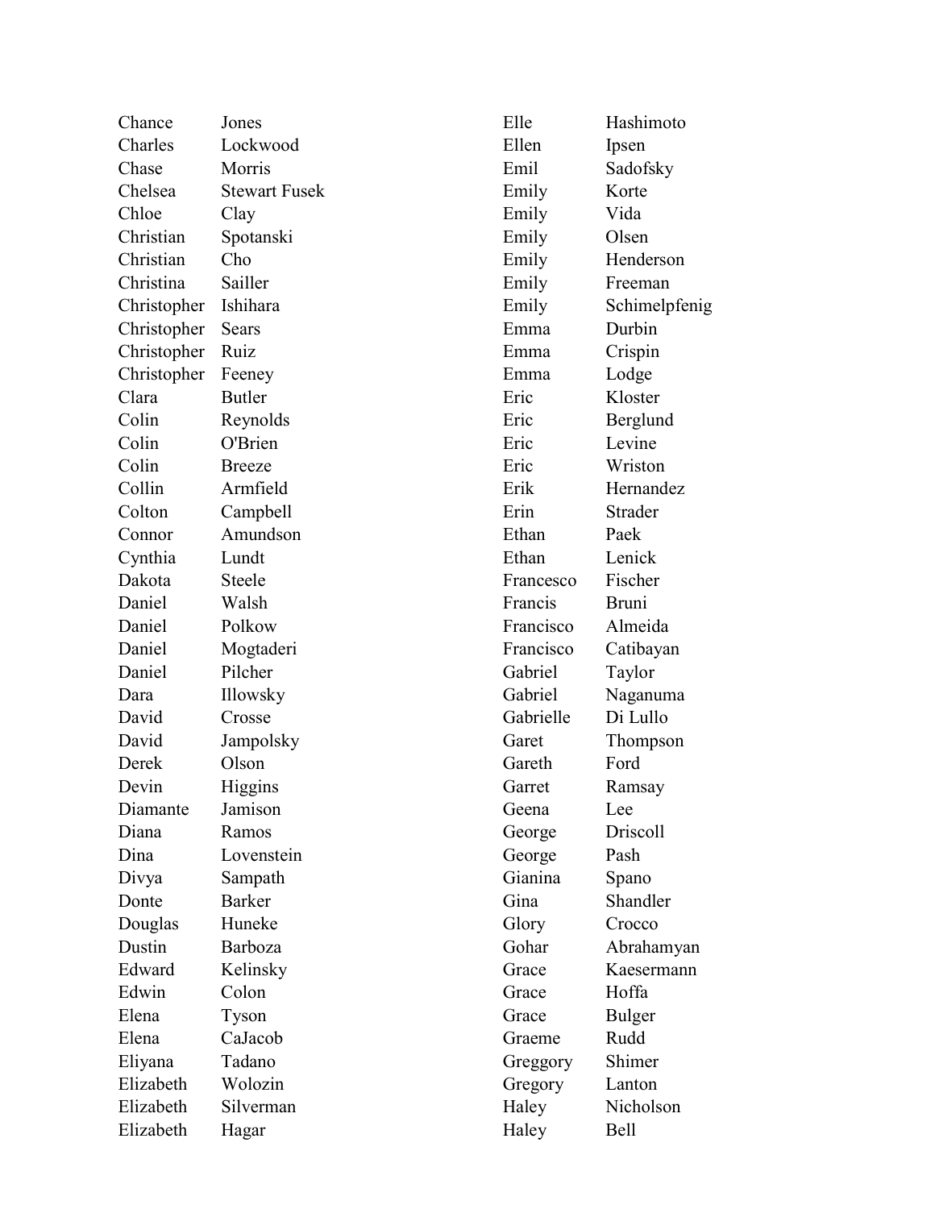| | |
|---|---|
| Chance | Jones |
| Charles | Lockwood |
| Chase | Morris |
| Chelsea | Stewart Fusek |
| Chloe | Clay |
| Christian | Spotanski |
| Christian | Cho |
| Christina | Sailler |
| Christopher | Ishihara |
| Christopher | Sears |
| Christopher | Ruiz |
| Christopher | Feeney |
| Clara | Butler |
| Colin | Reynolds |
| Colin | O'Brien |
| Colin | Breeze |
| Collin | Armfield |
| Colton | Campbell |
| Connor | Amundson |
| Cynthia | Lundt |
| Dakota | Steele |
| Daniel | Walsh |
| Daniel | Polkow |
| Daniel | Mogtaderi |
| Daniel | Pilcher |
| Dara | Illowsky |
| David | Crosse |
| David | Jampolsky |
| Derek | Olson |
| Devin | Higgins |
| Diamante | Jamison |
| Diana | Ramos |
| Dina | Lovenstein |
| Divya | Sampath |
| Donte | Barker |
| Douglas | Huneke |
| Dustin | Barboza |
| Edward | Kelinsky |
| Edwin | Colon |
| Elena | Tyson |
| Elena | CaJacob |
| Eliyana | Tadano |
| Elizabeth | Wolozin |
| Elizabeth | Silverman |
| Elizabeth | Hagar |
| Elle | Hashimoto |
| Ellen | Ipsen |
| Emil | Sadofsky |
| Emily | Korte |
| Emily | Vida |
| Emily | Olsen |
| Emily | Henderson |
| Emily | Freeman |
| Emily | Schimelpfenig |
| Emma | Durbin |
| Emma | Crispin |
| Emma | Lodge |
| Eric | Kloster |
| Eric | Berglund |
| Eric | Levine |
| Eric | Wriston |
| Erik | Hernandez |
| Erin | Strader |
| Ethan | Paek |
| Ethan | Lenick |
| Francesco | Fischer |
| Francis | Bruni |
| Francisco | Almeida |
| Francisco | Catibayan |
| Gabriel | Taylor |
| Gabriel | Naganuma |
| Gabrielle | Di Lullo |
| Garet | Thompson |
| Gareth | Ford |
| Garret | Ramsay |
| Geena | Lee |
| George | Driscoll |
| George | Pash |
| Gianina | Spano |
| Gina | Shandler |
| Glory | Crocco |
| Gohar | Abrahamyan |
| Grace | Kaesermann |
| Grace | Hoffa |
| Grace | Bulger |
| Graeme | Rudd |
| Greggory | Shimer |
| Gregory | Lanton |
| Haley | Nicholson |
| Haley | Bell |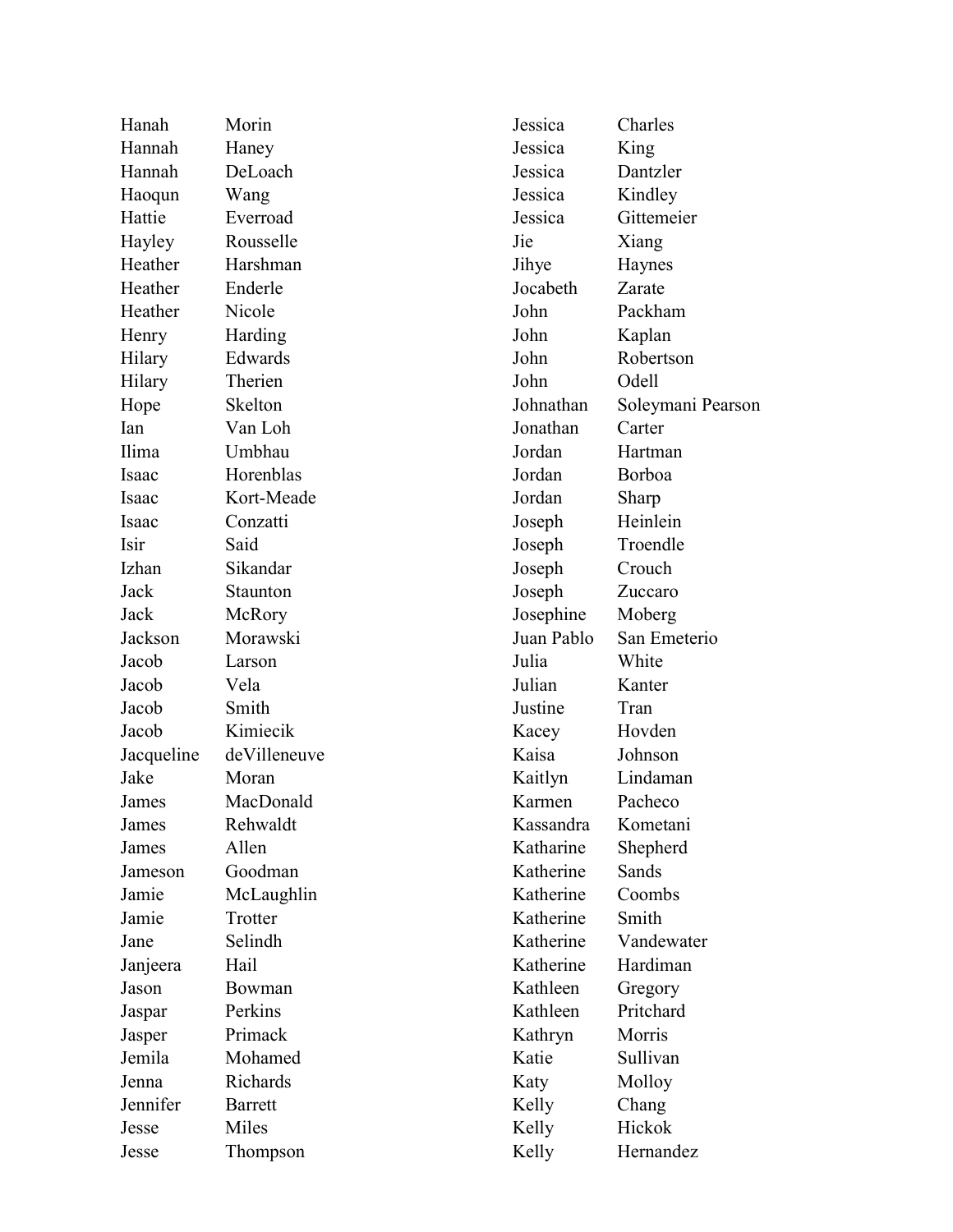| | |
|---|---|
| Hanah | Morin |
| Hannah | Haney |
| Hannah | DeLoach |
| Haoqun | Wang |
| Hattie | Everroad |
| Hayley | Rousselle |
| Heather | Harshman |
| Heather | Enderle |
| Heather | Nicole |
| Henry | Harding |
| Hilary | Edwards |
| Hilary | Therien |
| Hope | Skelton |
| Ian | Van Loh |
| Ilima | Umbhau |
| Isaac | Horenblas |
| Isaac | Kort-Meade |
| Isaac | Conzatti |
| Isir | Said |
| Izhan | Sikandar |
| Jack | Staunton |
| Jack | McRory |
| Jackson | Morawski |
| Jacob | Larson |
| Jacob | Vela |
| Jacob | Smith |
| Jacob | Kimiecik |
| Jacqueline | deVilleneuve |
| Jake | Moran |
| James | MacDonald |
| James | Rehwaldt |
| James | Allen |
| Jameson | Goodman |
| Jamie | McLaughlin |
| Jamie | Trotter |
| Jane | Selindh |
| Janjeera | Hail |
| Jason | Bowman |
| Jaspar | Perkins |
| Jasper | Primack |
| Jemila | Mohamed |
| Jenna | Richards |
| Jennifer | Barrett |
| Jesse | Miles |
| Jesse | Thompson |
| Jessica | Charles |
| Jessica | King |
| Jessica | Dantzler |
| Jessica | Kindley |
| Jessica | Gittemeier |
| Jie | Xiang |
| Jihye | Haynes |
| Jocabeth | Zarate |
| John | Packham |
| John | Kaplan |
| John | Robertson |
| John | Odell |
| Johnathan | Soleymani Pearson |
| Jonathan | Carter |
| Jordan | Hartman |
| Jordan | Borboa |
| Jordan | Sharp |
| Joseph | Heinlein |
| Joseph | Troendle |
| Joseph | Crouch |
| Joseph | Zuccaro |
| Josephine | Moberg |
| Juan Pablo | San Emeterio |
| Julia | White |
| Julian | Kanter |
| Justine | Tran |
| Kacey | Hovden |
| Kaisa | Johnson |
| Kaitlyn | Lindaman |
| Karmen | Pacheco |
| Kassandra | Kometani |
| Katharine | Shepherd |
| Katherine | Sands |
| Katherine | Coombs |
| Katherine | Smith |
| Katherine | Vandewater |
| Katherine | Hardiman |
| Kathleen | Gregory |
| Kathleen | Pritchard |
| Kathryn | Morris |
| Katie | Sullivan |
| Katy | Molloy |
| Kelly | Chang |
| Kelly | Hickok |
| Kelly | Hernandez |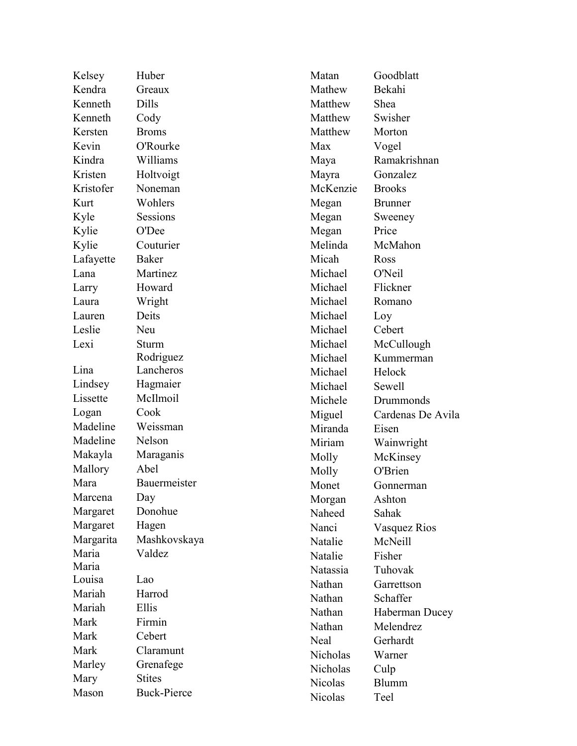| | |
|---|---|
| Kelsey | Huber |
| Kendra | Greaux |
| Kenneth | Dills |
| Kenneth | Cody |
| Kersten | Broms |
| Kevin | O'Rourke |
| Kindra | Williams |
| Kristen | Holtvoigt |
| Kristofer | Noneman |
| Kurt | Wohlers |
| Kyle | Sessions |
| Kylie | O'Dee |
| Kylie | Couturier |
| Lafayette | Baker |
| Lana | Martinez |
| Larry | Howard |
| Laura | Wright |
| Lauren | Deits |
| Leslie | Neu |
| Lexi | Sturm |
| Lina | Rodriguez Lancheros |
| Lindsey | Hagmaier |
| Lissette | McIlmoil |
| Logan | Cook |
| Madeline | Weissman |
| Madeline | Nelson |
| Makayla | Maraganis |
| Mallory | Abel |
| Mara | Bauermeister |
| Marcena | Day |
| Margaret | Donohue |
| Margaret | Hagen |
| Margarita | Mashkovskaya |
| Maria | Valdez |
| Maria Louisa | Lao |
| Mariah | Harrod |
| Mariah | Ellis |
| Mark | Firmin |
| Mark | Cebert |
| Mark | Claramunt |
| Marley | Grenafege |
| Mary | Stites |
| Mason | Buck-Pierce |
| Matan | Goodblatt |
| Mathew | Bekahi |
| Matthew | Shea |
| Matthew | Swisher |
| Matthew | Morton |
| Max | Vogel |
| Maya | Ramakrishnan |
| Mayra | Gonzalez |
| McKenzie | Brooks |
| Megan | Brunner |
| Megan | Sweeney |
| Megan | Price |
| Melinda | McMahon |
| Micah | Ross |
| Michael | O'Neil |
| Michael | Flickner |
| Michael | Romano |
| Michael | Loy |
| Michael | Cebert |
| Michael | McCullough |
| Michael | Kummerman |
| Michael | Helock |
| Michael | Sewell |
| Michele | Drummonds |
| Miguel | Cardenas De Avila |
| Miranda | Eisen |
| Miriam | Wainwright |
| Molly | McKinsey |
| Molly | O'Brien |
| Monet | Gonnerman |
| Morgan | Ashton |
| Naheed | Sahak |
| Nanci | Vasquez Rios |
| Natalie | McNeill |
| Natalie | Fisher |
| Natassia | Tuhovak |
| Nathan | Garrettson |
| Nathan | Schaffer |
| Nathan | Haberman Ducey |
| Nathan | Melendrez |
| Neal | Gerhardt |
| Nicholas | Warner |
| Nicholas | Culp |
| Nicolas | Blumm |
| Nicolas | Teel |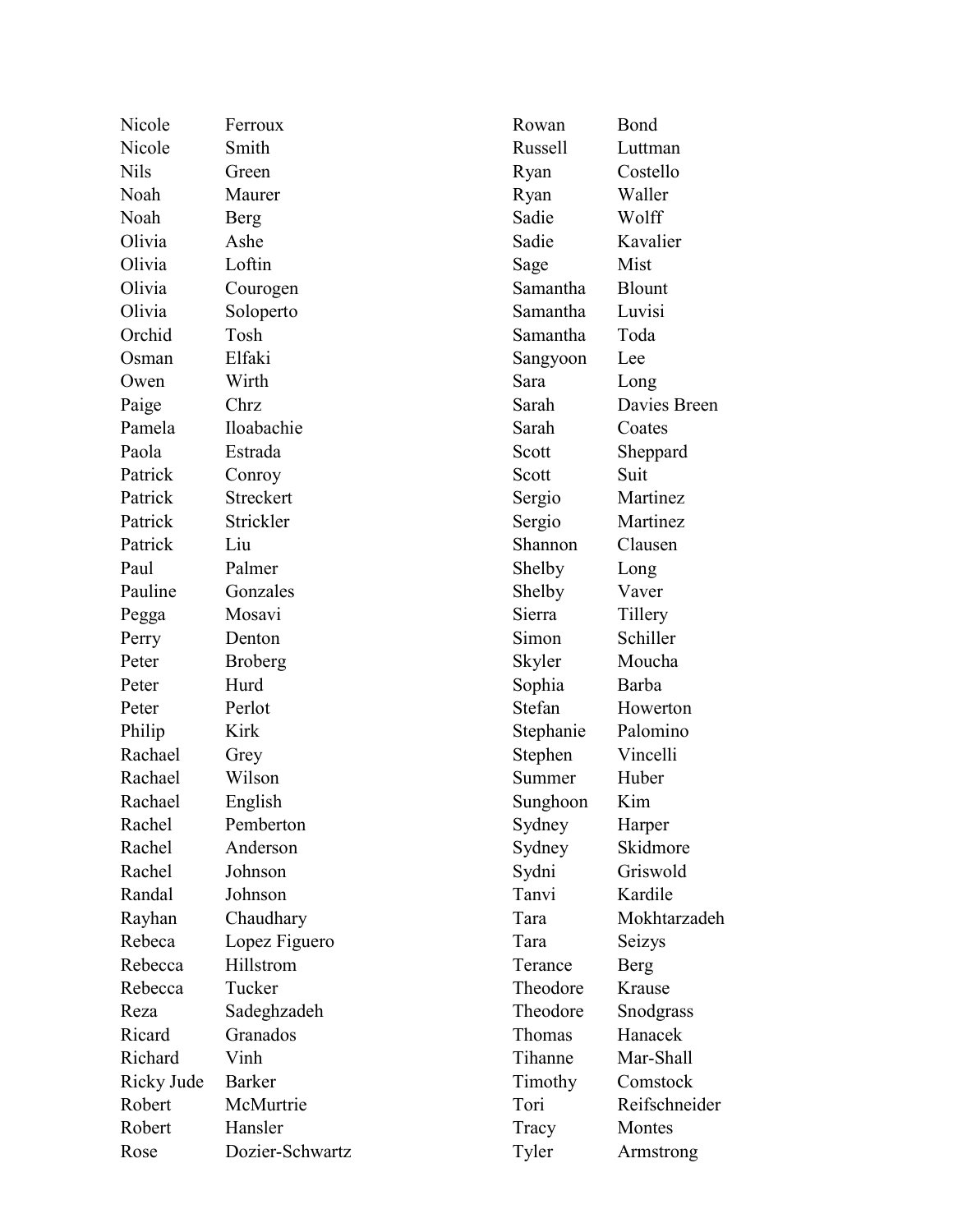Nicole Ferroux
Nicole Smith
Nils Green
Noah Maurer
Noah Berg
Olivia Ashe
Olivia Loftin
Olivia Courogen
Olivia Soloperto
Orchid Tosh
Osman Elfaki
Owen Wirth
Paige Chrz
Pamela Iloabachie
Paola Estrada
Patrick Conroy
Patrick Streckert
Patrick Strickler
Patrick Liu
Paul Palmer
Pauline Gonzales
Pegga Mosavi
Perry Denton
Peter Broberg
Peter Hurd
Peter Perlot
Philip Kirk
Rachael Grey
Rachael Wilson
Rachael English
Rachel Pemberton
Rachel Anderson
Rachel Johnson
Randal Johnson
Rayhan Chaudhary
Rebeca Lopez Figuero
Rebecca Hillstrom
Rebecca Tucker
Reza Sadeghzadeh
Ricard Granados
Richard Vinh
Ricky Jude Barker
Robert McMurtrie
Robert Hansler
Rose Dozier-Schwartz
Rowan Bond
Russell Luttman
Ryan Costello
Ryan Waller
Sadie Wolff
Sadie Kavalier
Sage Mist
Samantha Blount
Samantha Luvisi
Samantha Toda
Sangyoon Lee
Sara Long
Sarah Davies Breen
Sarah Coates
Scott Sheppard
Scott Suit
Sergio Martinez
Sergio Martinez
Shannon Clausen
Shelby Long
Shelby Vaver
Sierra Tillery
Simon Schiller
Skyler Moucha
Sophia Barba
Stefan Howerton
Stephanie Palomino
Stephen Vincelli
Summer Huber
Sunghoon Kim
Sydney Harper
Sydney Skidmore
Sydni Griswold
Tanvi Kardile
Tara Mokhtarzadeh
Tara Seizys
Terance Berg
Theodore Krause
Theodore Snodgrass
Thomas Hanacek
Tihanne Mar-Shall
Timothy Comstock
Tori Reifschneider
Tracy Montes
Tyler Armstrong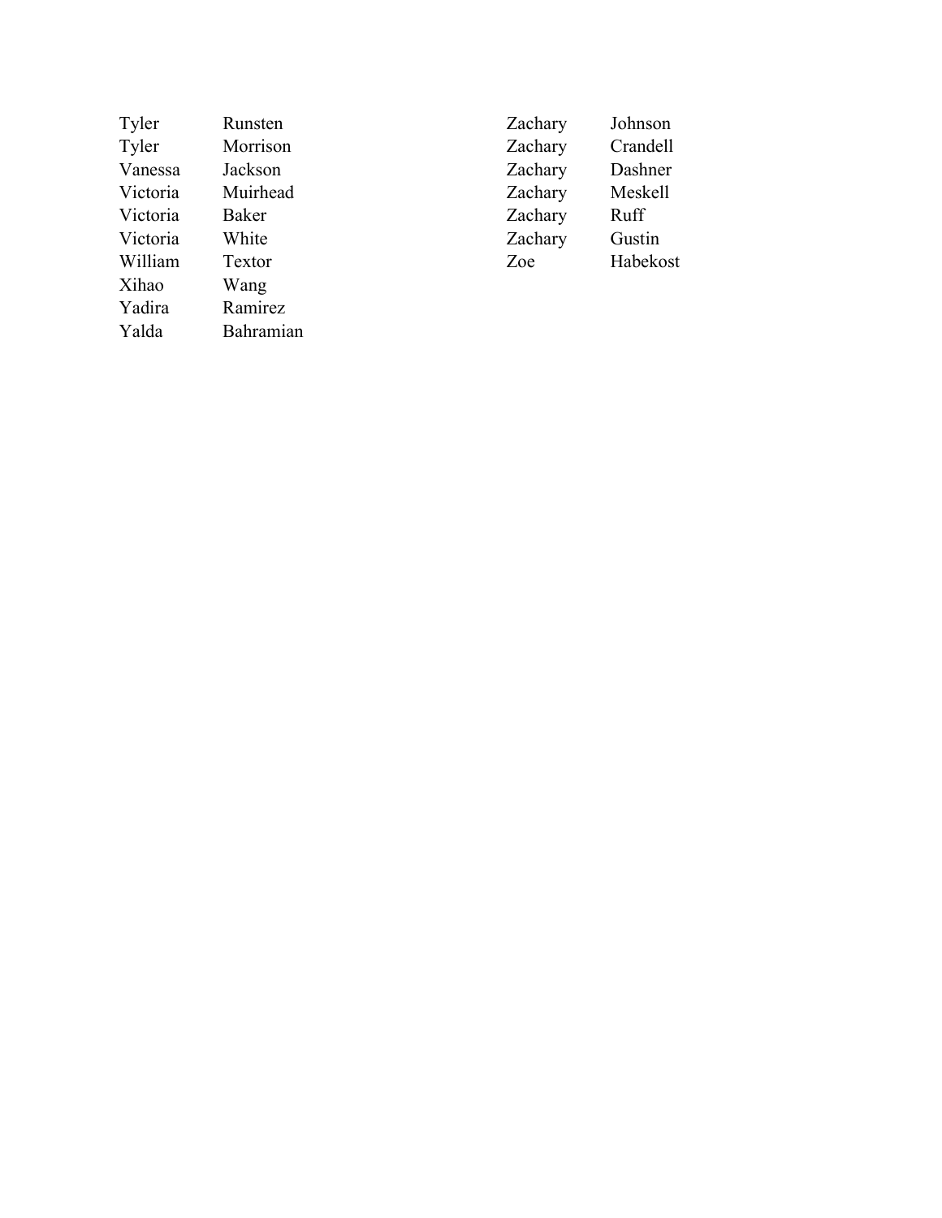| | |
|---|---|
| Tyler | Runsten |
| Tyler | Morrison |
| Vanessa | Jackson |
| Victoria | Muirhead |
| Victoria | Baker |
| Victoria | White |
| William | Textor |
| Xihao | Wang |
| Yadira | Ramirez |
| Yalda | Bahramian |
| Zachary | Johnson |
| Zachary | Crandell |
| Zachary | Dashner |
| Zachary | Meskell |
| Zachary | Ruff |
| Zachary | Gustin |
| Zoe | Habekost |